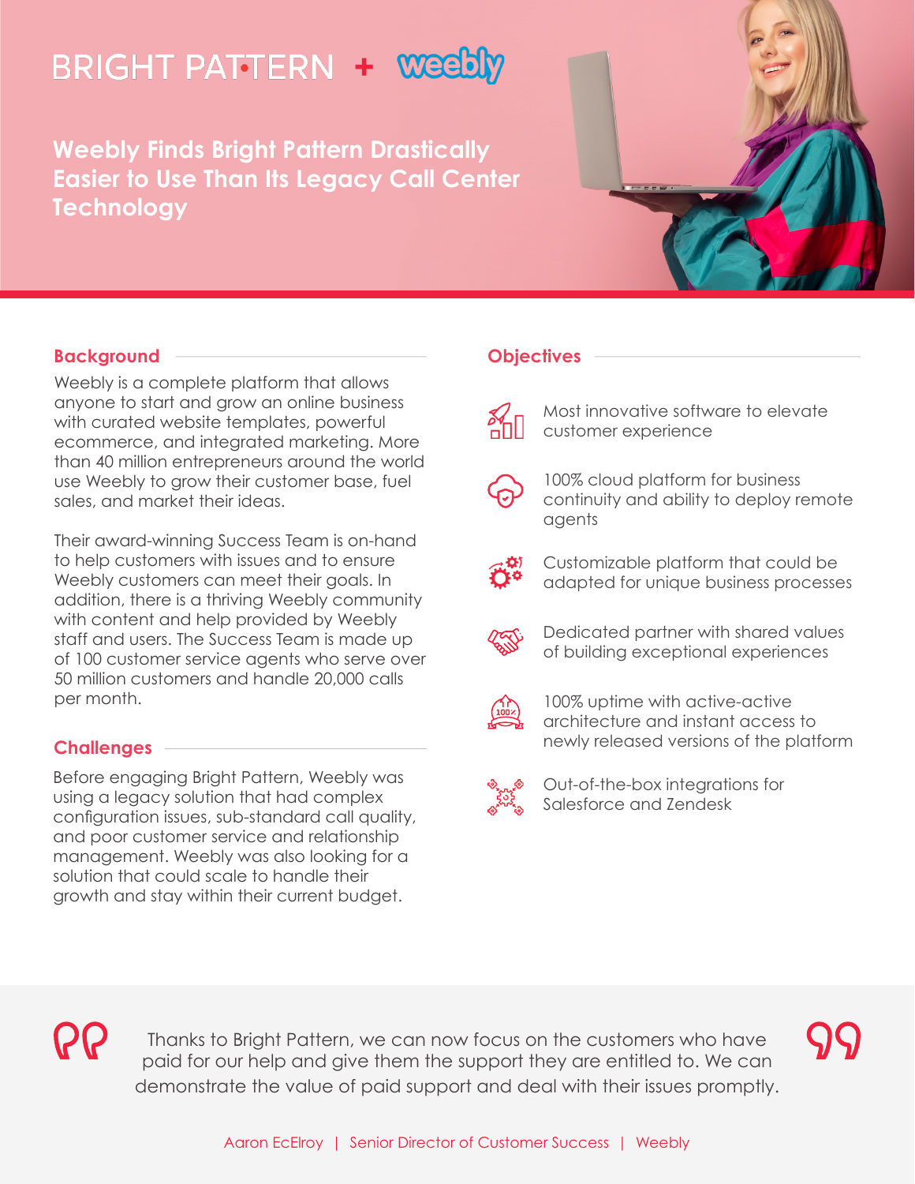BRIGHT PATTERN + weebly

# Weebly Finds Bright Pattern Drastically Easier to Use Than Its Legacy Call Center Technology

## Background

Weebly is a complete platform that allows anyone to start and grow an online business with curated website templates, powerful ecommerce, and integrated marketing. More than 40 million entrepreneurs around the world use Weebly to grow their customer base, fuel sales, and market their ideas.

Their award-winning Success Team is on-hand to help customers with issues and to ensure Weebly customers can meet their goals. In addition, there is a thriving Weebly community with content and help provided by Weebly staff and users. The Success Team is made up of 100 customer service agents who serve over 50 million customers and handle 20,000 calls per month.

## Challenges

Before engaging Bright Pattern, Weebly was using a legacy solution that had complex configuration issues, sub-standard call quality, and poor customer service and relationship management. Weebly was also looking for a solution that could scale to handle their growth and stay within their current budget.

## Objectives

- Most innovative software to elevate customer experience
- 100% cloud platform for business continuity and ability to deploy remote agents
- Customizable platform that could be adapted for unique business processes
- Dedicated partner with shared values of building exceptional experiences
- 100% uptime with active-active architecture and instant access to newly released versions of the platform
- Out-of-the-box integrations for Salesforce and Zendesk

> Thanks to Bright Pattern, we can now focus on the customers who have paid for our help and give them the support they are entitled to. We can demonstrate the value of paid support and deal with their issues promptly.

Aaron EcElroy | Senior Director of Customer Success | Weebly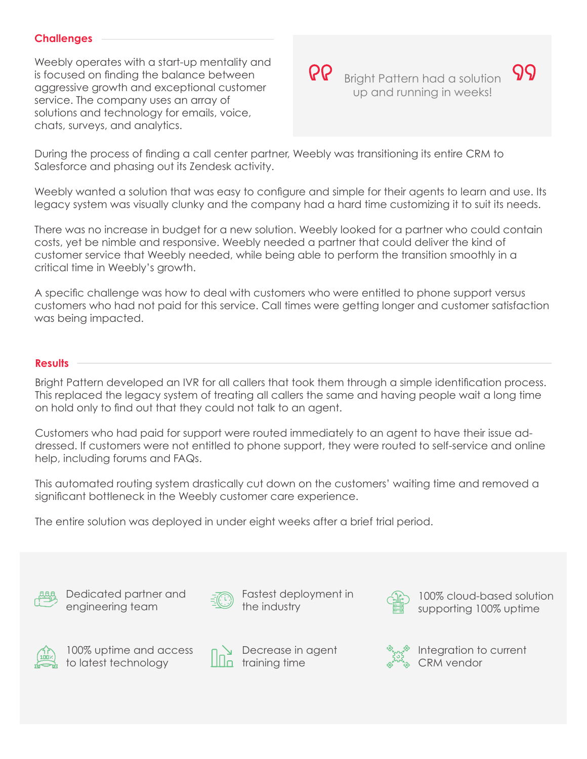## Challenges

Weebly operates with a start-up mentality and is focused on finding the balance between aggressive growth and exceptional customer service. The company uses an array of solutions and technology for emails, voice, chats, surveys, and analytics.

> Bright Pattern had a solution up and running in weeks!

During the process of finding a call center partner, Weebly was transitioning its entire CRM to Salesforce and phasing out its Zendesk activity.

Weebly wanted a solution that was easy to configure and simple for their agents to learn and use. Its legacy system was visually clunky and the company had a hard time customizing it to suit its needs.

There was no increase in budget for a new solution. Weebly looked for a partner who could contain costs, yet be nimble and responsive. Weebly needed a partner that could deliver the kind of customer service that Weebly needed, while being able to perform the transition smoothly in a critical time in Weebly's growth.

A specific challenge was how to deal with customers who were entitled to phone support versus customers who had not paid for this service. Call times were getting longer and customer satisfaction was being impacted.

## Results

Bright Pattern developed an IVR for all callers that took them through a simple identification process. This replaced the legacy system of treating all callers the same and having people wait a long time on hold only to find out that they could not talk to an agent.

Customers who had paid for support were routed immediately to an agent to have their issue addressed. If customers were not entitled to phone support, they were routed to self-service and online help, including forums and FAQs.

This automated routing system drastically cut down on the customers' waiting time and removed a significant bottleneck in the Weebly customer care experience.

The entire solution was deployed in under eight weeks after a brief trial period.

- Dedicated partner and engineering team
- Fastest deployment in the industry
- 100% cloud-based solution supporting 100% uptime
- 100% uptime and access to latest technology
- Decrease in agent training time
- Integration to current CRM vendor